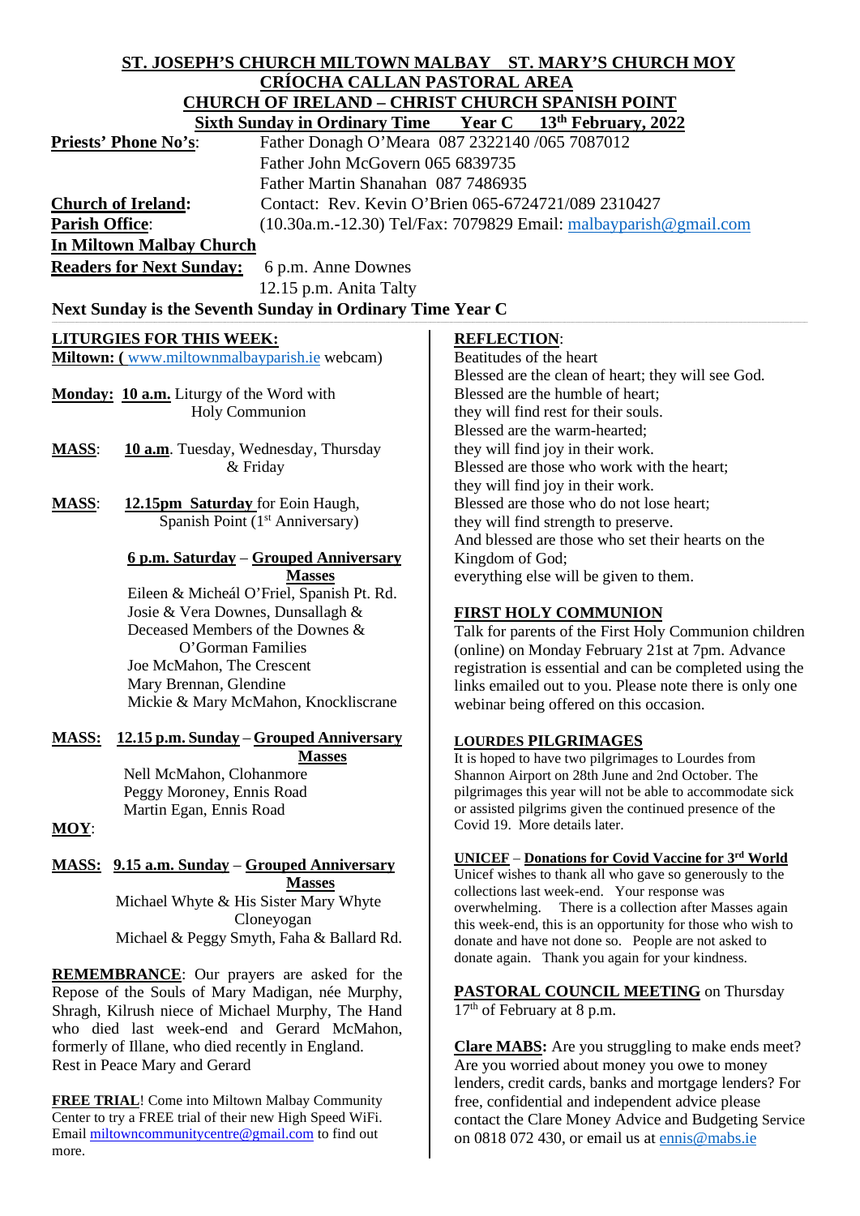# ST. JOSEPH'S CHURCH MILTOWN MALBAY ST. MARY'S CHURCH MOY

## CRÍOCHA CALLAN PASTORAL AREA

## CHURCH OF IRELAND – CHRIST CHURCH SPANISH POINT

**Sixth Sunday in Ordinary Time Year C 13th February, 2022**

**Priests' Phone No's**: Father Donagh O'Meara 087 2322140 /065 7087012
Father John McGovern 065 6839735
Father Martin Shanahan 087 7486935

**Church of Ireland**: Contact: Rev. Kevin O'Brien 065-6724721/089 2310427

**Parish Office**: (10.30a.m.-12.30) Tel/Fax: 7079829 Email: malbayparish@gmail.com

**In Miltown Malbay Church**

**Readers for Next Sunday:** 6 p.m. Anne Downes
12.15 p.m. Anita Talty

**Next Sunday is the Seventh Sunday in Ordinary Time Year C**

**LITURGIES FOR THIS WEEK:**

**Miltown: (** www.miltownmalbayparish.ie webcam)

**Monday:** **10 a.m.** Liturgy of the Word with Holy Communion

**MASS**: **10 a.m**. Tuesday, Wednesday, Thursday & Friday

**MASS**: **12.15pm Saturday** for Eoin Haugh, Spanish Point (1st Anniversary)

**6 p.m. Saturday** – **Grouped Anniversary Masses**
Eileen & Micheál O'Friel, Spanish Pt. Rd.
Josie & Vera Downes, Dunsallagh & Deceased Members of the Downes & O'Gorman Families
Joe McMahon, The Crescent
Mary Brennan, Glendine
Mickie & Mary McMahon, Knockliscrane

**MASS:** **12.15 p.m. Sunday** – **Grouped Anniversary Masses**
Nell McMahon, Clohanmore
Peggy Moroney, Ennis Road
Martin Egan, Ennis Road

**MOY**:

**MASS:** **9.15 a.m. Sunday** – **Grouped Anniversary Masses**
Michael Whyte & His Sister Mary Whyte Cloneyogan
Michael & Peggy Smyth, Faha & Ballard Rd.

**REMEMBRANCE**: Our prayers are asked for the Repose of the Souls of Mary Madigan, née Murphy, Shragh, Kilrush niece of Michael Murphy, The Hand who died last week-end and Gerard McMahon, formerly of Illane, who died recently in England.
Rest in Peace Mary and Gerard

**FREE TRIAL**! Come into Miltown Malbay Community Center to try a FREE trial of their new High Speed WiFi. Email miltowncommunitycentre@gmail.com to find out more.

**REFLECTION**:

Beatitudes of the heart
Blessed are the clean of heart; they will see God.
Blessed are the humble of heart;
they will find rest for their souls.
Blessed are the warm-hearted;
they will find joy in their work.
Blessed are those who work with the heart;
they will find joy in their work.
Blessed are those who do not lose heart;
they will find strength to preserve.
And blessed are those who set their hearts on the Kingdom of God;
everything else will be given to them.

**FIRST HOLY COMMUNION**

Talk for parents of the First Holy Communion children (online) on Monday February 21st at 7pm. Advance registration is essential and can be completed using the links emailed out to you. Please note there is only one webinar being offered on this occasion.

**LOURDES PILGRIMAGES**

It is hoped to have two pilgrimages to Lourdes from Shannon Airport on 28th June and 2nd October. The pilgrimages this year will not be able to accommodate sick or assisted pilgrims given the continued presence of the Covid 19. More details later.

**UNICEF** – **Donations for Covid Vaccine for 3rd World**

Unicef wishes to thank all who gave so generously to the collections last week-end. Your response was overwhelming. There is a collection after Masses again this week-end, this is an opportunity for those who wish to donate and have not done so. People are not asked to donate again. Thank you again for your kindness.

**PASTORAL COUNCIL MEETING** on Thursday 17th of February at 8 p.m.

**Clare MABS:** Are you struggling to make ends meet? Are you worried about money you owe to money lenders, credit cards, banks and mortgage lenders? For free, confidential and independent advice please contact the Clare Money Advice and Budgeting Service on 0818 072 430, or email us at ennis@mabs.ie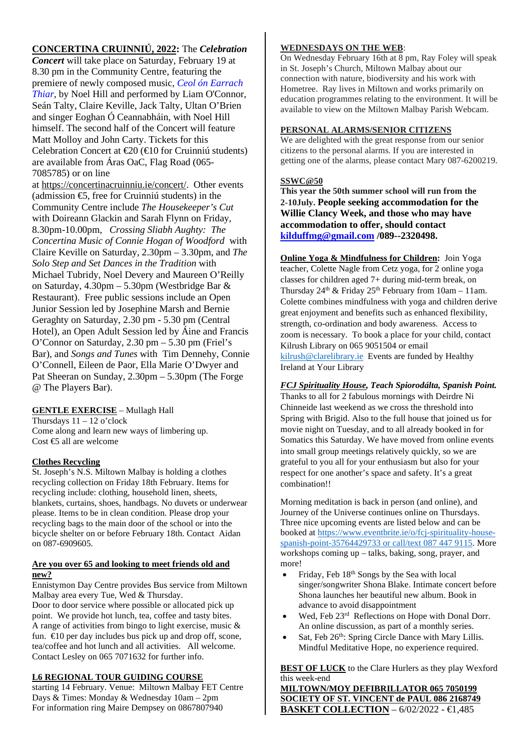**CONCERTINA CRUINNIÚ, 2022:** The ***Celebration Concert*** will take place on Saturday, February 19 at 8.30 pm in the Community Centre, featuring the premiere of newly composed music, *Ceol ón Earrach Thiar*, by Noel Hill and performed by Liam O'Connor, Seán Talty, Claire Keville, Jack Talty, Ultan O'Brien and singer Eoghan Ó Ceannabháin, with Noel Hill himself. The second half of the Concert will feature Matt Molloy and John Carty. Tickets for this Celebration Concert at €20 (€10 for Cruinniú students) are available from Áras OaC, Flag Road (065-7085785) or on line at https://concertinacruinniu.ie/concert/. Other events (admission €5, free for Cruinniú students) in the Community Centre include *The Housekeeper's Cut* with Doireann Glackin and Sarah Flynn on Friday, 8.30pm-10.00pm, *Crossing Sliabh Aughty: The Concertina Music of Connie Hogan of Woodford* with Claire Keville on Saturday, 2.30pm – 3.30pm, and *The Solo Step and Set Dances in the Tradition* with Michael Tubridy, Noel Devery and Maureen O'Reilly on Saturday, 4.30pm – 5.30pm (Westbridge Bar & Restaurant). Free public sessions include an Open Junior Session led by Josephine Marsh and Bernie Geraghty on Saturday, 2.30 pm - 5.30 pm (Central Hotel), an Open Adult Session led by Áine and Francis O'Connor on Saturday, 2.30 pm – 5.30 pm (Friel's Bar), and *Songs and Tunes* with Tim Dennehy, Connie O'Connell, Eileen de Paor, Ella Marie O'Dwyer and Pat Sheeran on Sunday, 2.30pm – 5.30pm (The Forge @ The Players Bar).

**GENTLE EXERCISE** – Mullagh Hall
Thursdays 11 – 12 o'clock
Come along and learn new ways of limbering up.
Cost €5 all are welcome

**Clothes Recycling**
St. Joseph's N.S. Miltown Malbay is holding a clothes recycling collection on Friday 18th February. Items for recycling include: clothing, household linen, sheets, blankets, curtains, shoes, handbags. No duvets or underwear please. Items to be in clean condition. Please drop your recycling bags to the main door of the school or into the bicycle shelter on or before February 18th. Contact Aidan on 087-6909605.

**Are you over 65 and looking to meet friends old and new?**
Ennistymon Day Centre provides Bus service from Miltown Malbay area every Tue, Wed & Thursday.
Door to door service where possible or allocated pick up point. We provide hot lunch, tea, coffee and tasty bites. A range of activities from bingo to light exercise, music & fun. €10 per day includes bus pick up and drop off, scone, tea/coffee and hot lunch and all activities. All welcome. Contact Lesley on 065 7071632 for further info.

**L6 REGIONAL TOUR GUIDING COURSE**
starting 14 February. Venue: Miltown Malbay FET Centre
Days & Times: Monday & Wednesday 10am – 2pm
For information ring Maire Dempsey on 0867807940

**WEDNESDAYS ON THE WEB**:
On Wednesday February 16th at 8 pm, Ray Foley will speak in St. Joseph's Church, Miltown Malbay about our connection with nature, biodiversity and his work with Hometree. Ray lives in Miltown and works primarily on education programmes relating to the environment. It will be available to view on the Miltown Malbay Parish Webcam.

**PERSONAL ALARMS/SENIOR CITIZENS**
We are delighted with the great response from our senior citizens to the personal alarms. If you are interested in getting one of the alarms, please contact Mary 087-6200219.

**SSWC@50**
**This year the 50th summer school will run from the 2-10July. People seeking accommodation for the Willie Clancy Week, and those who may have accommodation to offer, should contact kilduffmg@gmail.com /089--2320498.**

**Online Yoga & Mindfulness for Children:** Join Yoga teacher, Colette Nagle from Cetz yoga, for 2 online yoga classes for children aged 7+ during mid-term break, on Thursday 24th & Friday 25th February from 10am – 11am. Colette combines mindfulness with yoga and children derive great enjoyment and benefits such as enhanced flexibility, strength, co-ordination and body awareness. Access to zoom is necessary. To book a place for your child, contact Kilrush Library on 065 9051504 or email kilrush@clarelibrary.ie Events are funded by Healthy Ireland at Your Library

***FCJ Spirituality House, Teach Spiorodálta, Spanish Point.***
Thanks to all for 2 fabulous mornings with Deirdre Ni Chinneide last weekend as we cross the threshold into Spring with Brigid. Also to the full house that joined us for movie night on Tuesday, and to all already booked in for Somatics this Saturday. We have moved from online events into small group meetings relatively quickly, so we are grateful to you all for your enthusiasm but also for your respect for one another's space and safety. It's a great combination!!

Morning meditation is back in person (and online), and Journey of the Universe continues online on Thursdays. Three nice upcoming events are listed below and can be booked at https://www.eventbrite.ie/o/fcj-spirituality-house-spanish-point-35764429733 or call/text 087 447 9115. More workshops coming up – talks, baking, song, prayer, and more!

- Friday, Feb 18th Songs by the Sea with local singer/songwriter Shona Blake. Intimate concert before Shona launches her beautiful new album. Book in advance to avoid disappointment
- Wed, Feb 23rd Reflections on Hope with Donal Dorr. An online discussion, as part of a monthly series.
- Sat, Feb 26th: Spring Circle Dance with Mary Lillis. Mindful Meditative Hope, no experience required.

**BEST OF LUCK** to the Clare Hurlers as they play Wexford this week-end

**MILTOWN/MOY DEFIBRILLATOR 065 7050199**
**SOCIETY OF ST. VINCENT de PAUL 086 2168749**
**BASKET COLLECTION** – 6/02/2022 - €1,485